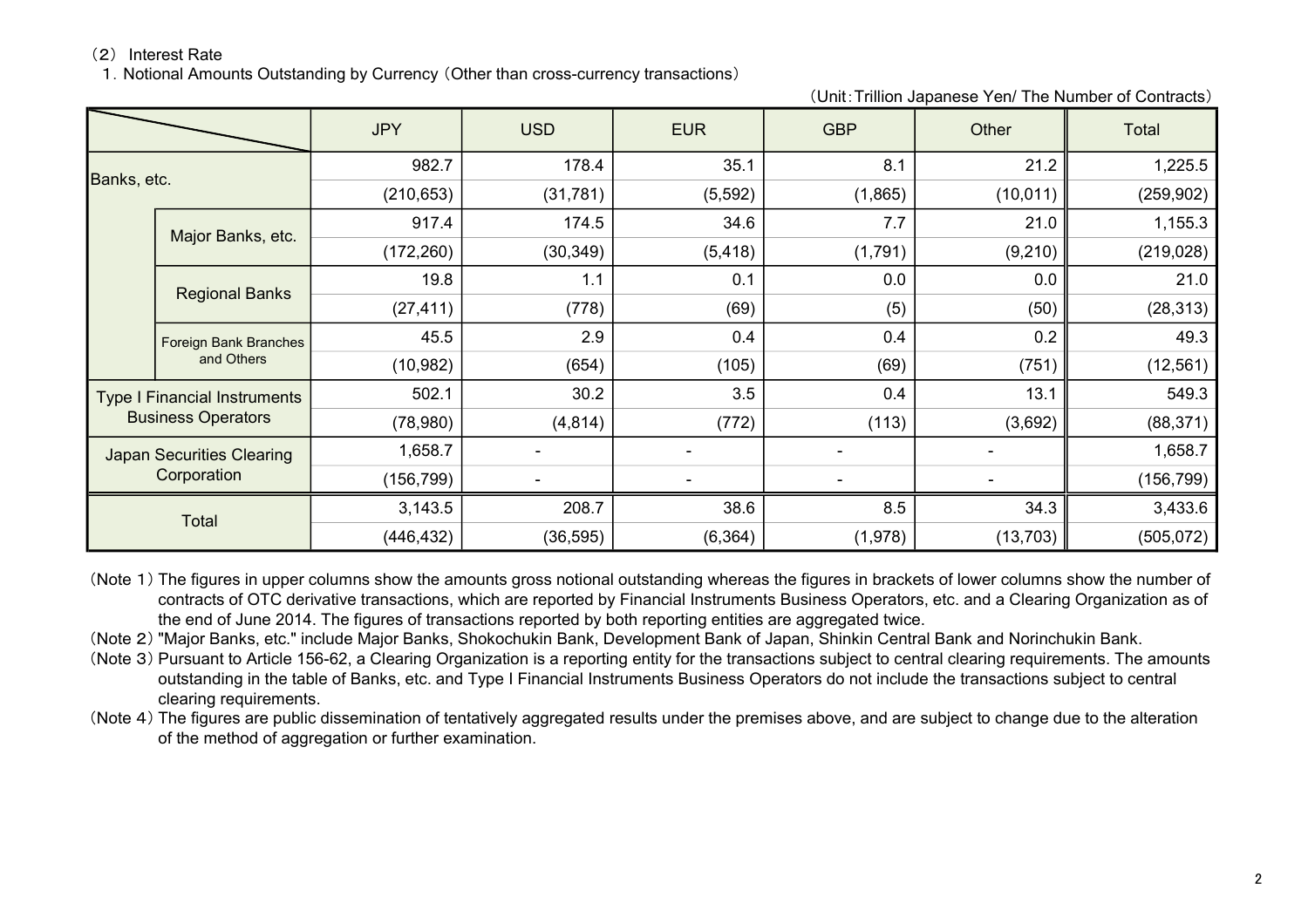（2） Interest Rate

1．Notional Amounts Outstanding by Currency（Other than cross-currency transactions）

（Unit：Trillion Japanese Yen/ The Number of Contracts）

| | | JPY | USD | EUR | GBP | Other | Total |
|---|---|---|---|---|---|---|---|
| Banks, etc. | | 982.7 | 178.4 | 35.1 | 8.1 | 21.2 | 1,225.5 |
| | | (210,653) | (31,781) | (5,592) | (1,865) | (10,011) | (259,902) |
| | Major Banks, etc. | 917.4 | 174.5 | 34.6 | 7.7 | 21.0 | 1,155.3 |
| | | (172,260) | (30,349) | (5,418) | (1,791) | (9,210) | (219,028) |
| | Regional Banks | 19.8 | 1.1 | 0.1 | 0.0 | 0.0 | 21.0 |
| | | (27,411) | (778) | (69) | (5) | (50) | (28,313) |
| | Foreign Bank Branches and Others | 45.5 | 2.9 | 0.4 | 0.4 | 0.2 | 49.3 |
| | | (10,982) | (654) | (105) | (69) | (751) | (12,561) |
| Type I Financial Instruments Business Operators | | 502.1 | 30.2 | 3.5 | 0.4 | 13.1 | 549.3 |
| | | (78,980) | (4,814) | (772) | (113) | (3,692) | (88,371) |
| Japan Securities Clearing Corporation | | 1,658.7 | - | - | - | - | 1,658.7 |
| | | (156,799) | - | - | - | - | (156,799) |
| Total | | 3,143.5 | 208.7 | 38.6 | 8.5 | 34.3 | 3,433.6 |
| | | (446,432) | (36,595) | (6,364) | (1,978) | (13,703) | (505,072) |

（Note 1）The figures in upper columns show the amounts gross notional outstanding whereas the figures in brackets of lower columns show the number of contracts of OTC derivative transactions, which are reported by Financial Instruments Business Operators, etc. and a Clearing Organization as of the end of June 2014. The figures of transactions reported by both reporting entities are aggregated twice.

（Note 2）"Major Banks, etc." include Major Banks, Shokochukin Bank, Development Bank of Japan, Shinkin Central Bank and Norinchukin Bank.

（Note 3）Pursuant to Article 156-62, a Clearing Organization is a reporting entity for the transactions subject to central clearing requirements. The amounts outstanding in the table of Banks, etc. and Type I Financial Instruments Business Operators do not include the transactions subject to central clearing requirements.

（Note 4）The figures are public dissemination of tentatively aggregated results under the premises above, and are subject to change due to the alteration of the method of aggregation or further examination.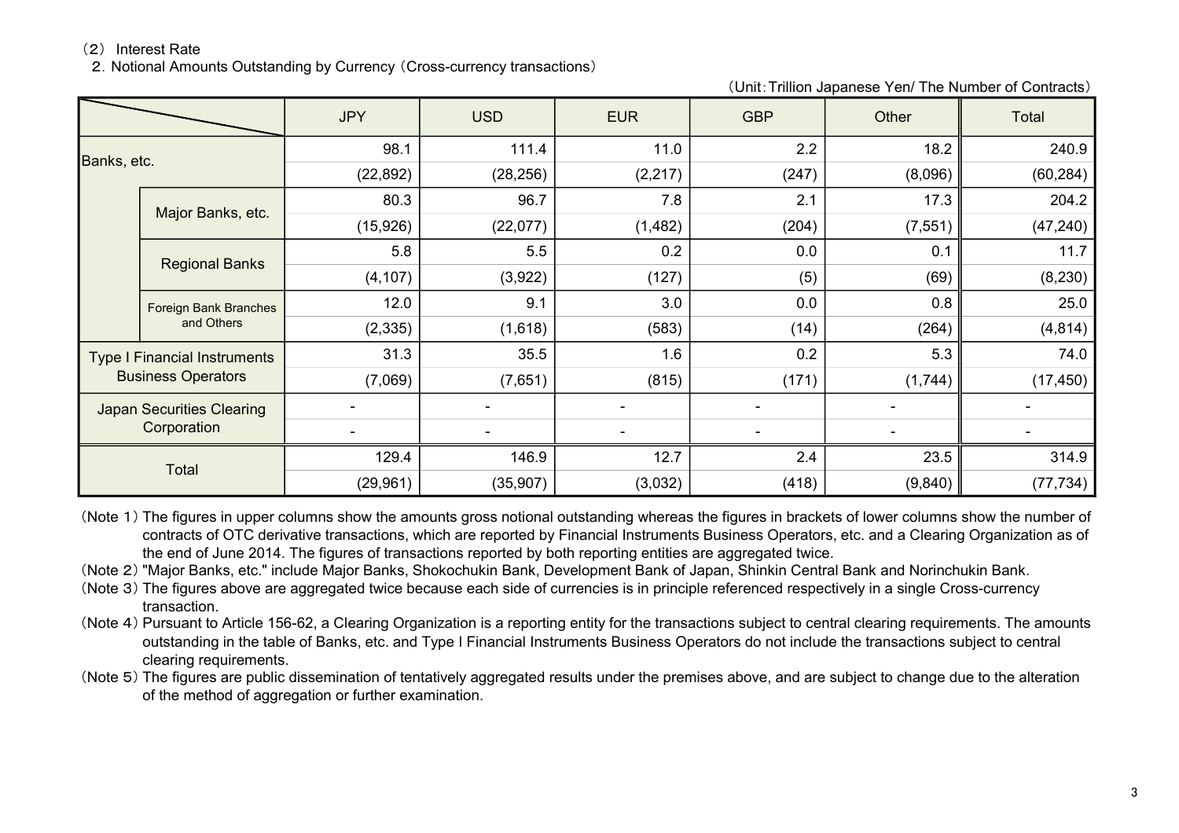（2） Interest Rate

2．Notional Amounts Outstanding by Currency（Cross-currency transactions）

（Unit：Trillion Japanese Yen/ The Number of Contracts）

| | | JPY | USD | EUR | GBP | Other | Total |
|---|---|---|---|---|---|---|---|
| Banks, etc. | | 98.1 | 111.4 | 11.0 | 2.2 | 18.2 | 240.9 |
| | | (22,892) | (28,256) | (2,217) | (247) | (8,096) | (60,284) |
| | Major Banks, etc. | 80.3 | 96.7 | 7.8 | 2.1 | 17.3 | 204.2 |
| | | (15,926) | (22,077) | (1,482) | (204) | (7,551) | (47,240) |
| | Regional Banks | 5.8 | 5.5 | 0.2 | 0.0 | 0.1 | 11.7 |
| | | (4,107) | (3,922) | (127) | (5) | (69) | (8,230) |
| | Foreign Bank Branches and Others | 12.0 | 9.1 | 3.0 | 0.0 | 0.8 | 25.0 |
| | | (2,335) | (1,618) | (583) | (14) | (264) | (4,814) |
| Type I Financial Instruments Business Operators | | 31.3 | 35.5 | 1.6 | 0.2 | 5.3 | 74.0 |
| | | (7,069) | (7,651) | (815) | (171) | (1,744) | (17,450) |
| Japan Securities Clearing Corporation | | - | - | - | - | - | - |
| | | - | - | - | - | - | - |
| Total | | 129.4 | 146.9 | 12.7 | 2.4 | 23.5 | 314.9 |
| | | (29,961) | (35,907) | (3,032) | (418) | (9,840) | (77,734) |

（Note 1）The figures in upper columns show the amounts gross notional outstanding whereas the figures in brackets of lower columns show the number of contracts of OTC derivative transactions, which are reported by Financial Instruments Business Operators, etc. and a Clearing Organization as of the end of June 2014. The figures of transactions reported by both reporting entities are aggregated twice.

（Note 2）"Major Banks, etc." include Major Banks, Shokochukin Bank, Development Bank of Japan, Shinkin Central Bank and Norinchukin Bank.

（Note 3）The figures above are aggregated twice because each side of currencies is in principle referenced respectively in a single Cross-currency transaction.

（Note 4）Pursuant to Article 156-62, a Clearing Organization is a reporting entity for the transactions subject to central clearing requirements. The amounts outstanding in the table of Banks, etc. and Type I Financial Instruments Business Operators do not include the transactions subject to central clearing requirements.

（Note 5）The figures are public dissemination of tentatively aggregated results under the premises above, and are subject to change due to the alteration of the method of aggregation or further examination.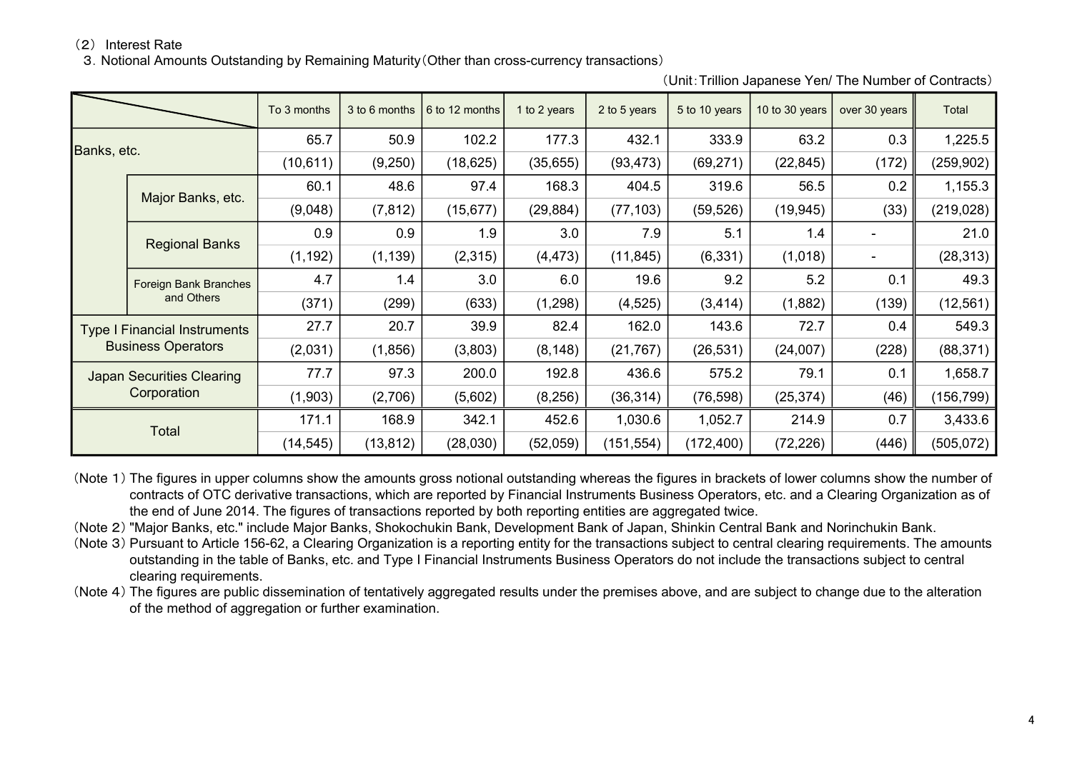## （2） Interest Rate

### 3．Notional Amounts Outstanding by Remaining Maturity（Other than cross-currency transactions）

（Unit：Trillion Japanese Yen/ The Number of Contracts）

| | | To 3 months | 3 to 6 months | 6 to 12 months | 1 to 2 years | 2 to 5 years | 5 to 10 years | 10 to 30 years | over 30 years | Total |
|---|---|---|---|---|---|---|---|---|---|---|
| Banks, etc. | | 65.7 | 50.9 | 102.2 | 177.3 | 432.1 | 333.9 | 63.2 | 0.3 | 1,225.5 |
| | | (10,611) | (9,250) | (18,625) | (35,655) | (93,473) | (69,271) | (22,845) | (172) | (259,902) |
| | Major Banks, etc. | 60.1 | 48.6 | 97.4 | 168.3 | 404.5 | 319.6 | 56.5 | 0.2 | 1,155.3 |
| | | (9,048) | (7,812) | (15,677) | (29,884) | (77,103) | (59,526) | (19,945) | (33) | (219,028) |
| | Regional Banks | 0.9 | 0.9 | 1.9 | 3.0 | 7.9 | 5.1 | 1.4 | - | 21.0 |
| | | (1,192) | (1,139) | (2,315) | (4,473) | (11,845) | (6,331) | (1,018) | - | (28,313) |
| | Foreign Bank Branches and Others | 4.7 | 1.4 | 3.0 | 6.0 | 19.6 | 9.2 | 5.2 | 0.1 | 49.3 |
| | | (371) | (299) | (633) | (1,298) | (4,525) | (3,414) | (1,882) | (139) | (12,561) |
| Type I Financial Instruments Business Operators | | 27.7 | 20.7 | 39.9 | 82.4 | 162.0 | 143.6 | 72.7 | 0.4 | 549.3 |
| | | (2,031) | (1,856) | (3,803) | (8,148) | (21,767) | (26,531) | (24,007) | (228) | (88,371) |
| Japan Securities Clearing Corporation | | 77.7 | 97.3 | 200.0 | 192.8 | 436.6 | 575.2 | 79.1 | 0.1 | 1,658.7 |
| | | (1,903) | (2,706) | (5,602) | (8,256) | (36,314) | (76,598) | (25,374) | (46) | (156,799) |
| Total | | 171.1 | 168.9 | 342.1 | 452.6 | 1,030.6 | 1,052.7 | 214.9 | 0.7 | 3,433.6 |
| | | (14,545) | (13,812) | (28,030) | (52,059) | (151,554) | (172,400) | (72,226) | (446) | (505,072) |

（Note 1）The figures in upper columns show the amounts gross notional outstanding whereas the figures in brackets of lower columns show the number of contracts of OTC derivative transactions, which are reported by Financial Instruments Business Operators, etc. and a Clearing Organization as of the end of June 2014. The figures of transactions reported by both reporting entities are aggregated twice.

（Note 2）"Major Banks, etc." include Major Banks, Shokochukin Bank, Development Bank of Japan, Shinkin Central Bank and Norinchukin Bank.

（Note 3）Pursuant to Article 156-62, a Clearing Organization is a reporting entity for the transactions subject to central clearing requirements. The amounts outstanding in the table of Banks, etc. and Type I Financial Instruments Business Operators do not include the transactions subject to central clearing requirements.

（Note 4）The figures are public dissemination of tentatively aggregated results under the premises above, and are subject to change due to the alteration of the method of aggregation or further examination.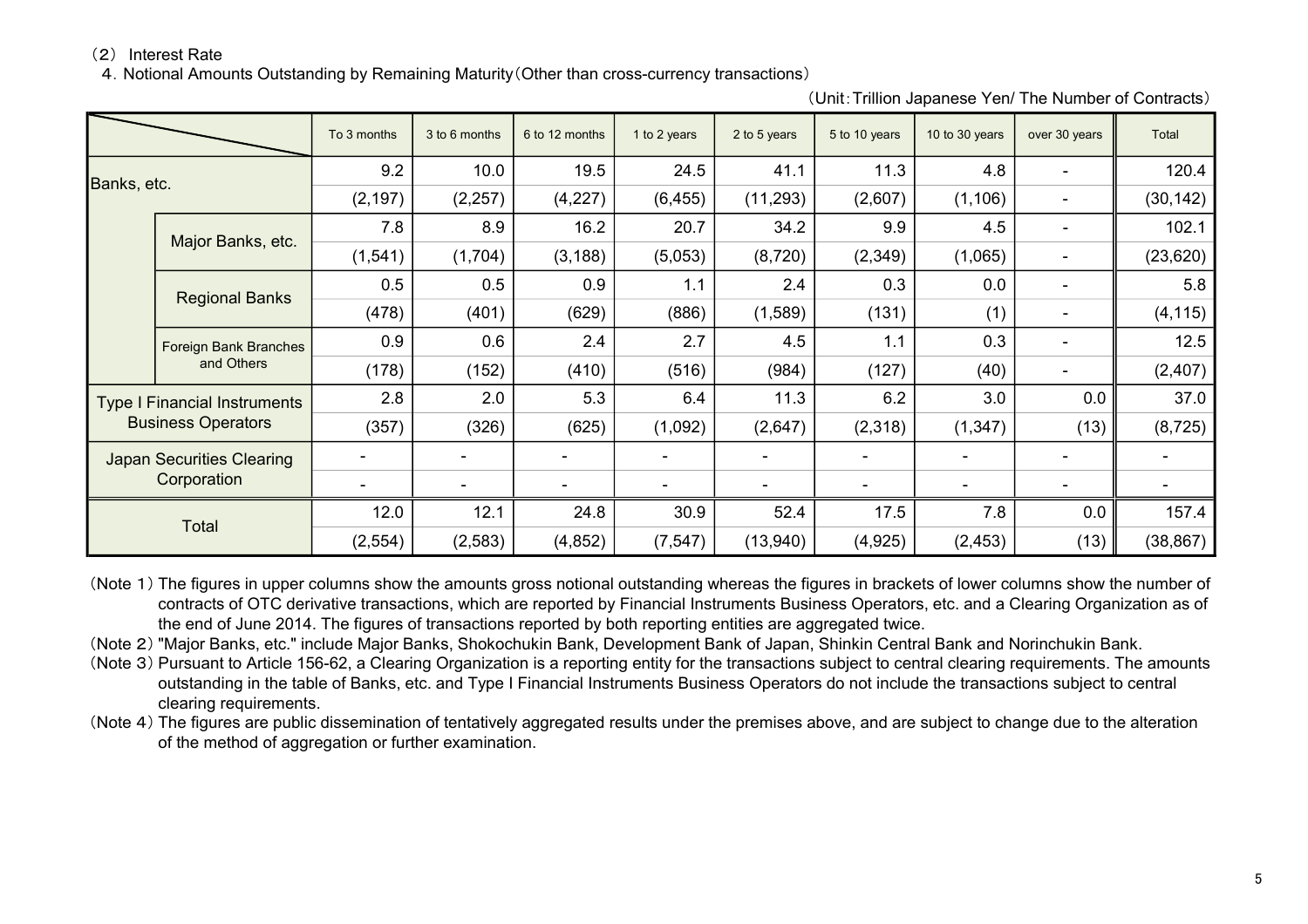（2） Interest Rate

4．Notional Amounts Outstanding by Remaining Maturity（Other than cross-currency transactions）

（Unit：Trillion Japanese Yen/ The Number of Contracts）

| | | To 3 months | 3 to 6 months | 6 to 12 months | 1 to 2 years | 2 to 5 years | 5 to 10 years | 10 to 30 years | over 30 years | Total |
|---|---|---|---|---|---|---|---|---|---|---|
| Banks, etc. | | 9.2 | 10.0 | 19.5 | 24.5 | 41.1 | 11.3 | 4.8 | - | 120.4 |
| | | (2,197) | (2,257) | (4,227) | (6,455) | (11,293) | (2,607) | (1,106) | - | (30,142) |
| | Major Banks, etc. | 7.8 | 8.9 | 16.2 | 20.7 | 34.2 | 9.9 | 4.5 | - | 102.1 |
| | | (1,541) | (1,704) | (3,188) | (5,053) | (8,720) | (2,349) | (1,065) | - | (23,620) |
| | Regional Banks | 0.5 | 0.5 | 0.9 | 1.1 | 2.4 | 0.3 | 0.0 | - | 5.8 |
| | | (478) | (401) | (629) | (886) | (1,589) | (131) | (1) | - | (4,115) |
| | Foreign Bank Branches and Others | 0.9 | 0.6 | 2.4 | 2.7 | 4.5 | 1.1 | 0.3 | - | 12.5 |
| | | (178) | (152) | (410) | (516) | (984) | (127) | (40) | - | (2,407) |
| Type I Financial Instruments Business Operators | | 2.8 | 2.0 | 5.3 | 6.4 | 11.3 | 6.2 | 3.0 | 0.0 | 37.0 |
| | | (357) | (326) | (625) | (1,092) | (2,647) | (2,318) | (1,347) | (13) | (8,725) |
| Japan Securities Clearing Corporation | | - | - | - | - | - | - | - | - | - |
| | | - | - | - | - | - | - | - | - | - |
| Total | | 12.0 | 12.1 | 24.8 | 30.9 | 52.4 | 17.5 | 7.8 | 0.0 | 157.4 |
| | | (2,554) | (2,583) | (4,852) | (7,547) | (13,940) | (4,925) | (2,453) | (13) | (38,867) |

（Note 1）The figures in upper columns show the amounts gross notional outstanding whereas the figures in brackets of lower columns show the number of contracts of OTC derivative transactions, which are reported by Financial Instruments Business Operators, etc. and a Clearing Organization as of the end of June 2014. The figures of transactions reported by both reporting entities are aggregated twice.

（Note 2）"Major Banks, etc." include Major Banks, Shokochukin Bank, Development Bank of Japan, Shinkin Central Bank and Norinchukin Bank.

（Note 3）Pursuant to Article 156-62, a Clearing Organization is a reporting entity for the transactions subject to central clearing requirements. The amounts outstanding in the table of Banks, etc. and Type I Financial Instruments Business Operators do not include the transactions subject to central clearing requirements.

（Note 4）The figures are public dissemination of tentatively aggregated results under the premises above, and are subject to change due to the alteration of the method of aggregation or further examination.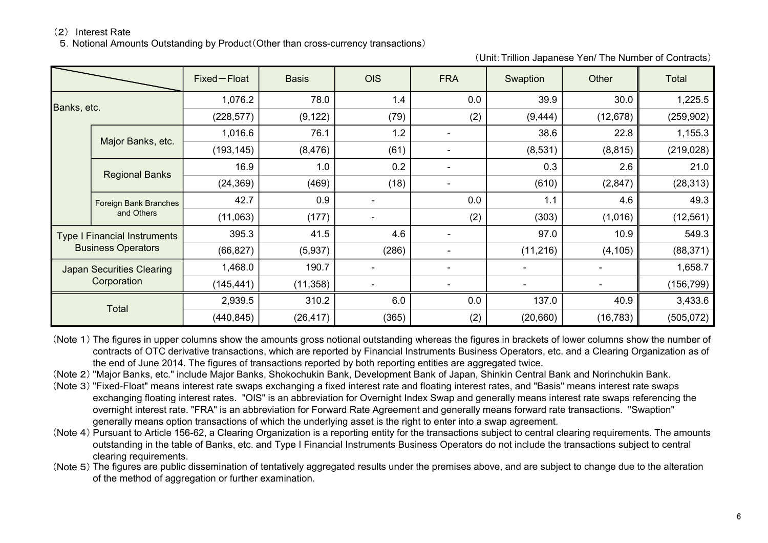（2） Interest Rate

5. Notional Amounts Outstanding by Product（Other than cross-currency transactions）

（Unit：Trillion Japanese Yen/ The Number of Contracts）

| | | Fixed－Float | Basis | OIS | FRA | Swaption | Other | Total |
|---|---|---|---|---|---|---|---|---|
| Banks, etc. | | 1,076.2 | 78.0 | 1.4 | 0.0 | 39.9 | 30.0 | 1,225.5 |
| | | (228,577) | (9,122) | (79) | (2) | (9,444) | (12,678) | (259,902) |
| | Major Banks, etc. | 1,016.6 | 76.1 | 1.2 | - | 38.6 | 22.8 | 1,155.3 |
| | | (193,145) | (8,476) | (61) | - | (8,531) | (8,815) | (219,028) |
| | Regional Banks | 16.9 | 1.0 | 0.2 | - | 0.3 | 2.6 | 21.0 |
| | | (24,369) | (469) | (18) | - | (610) | (2,847) | (28,313) |
| | Foreign Bank Branches and Others | 42.7 | 0.9 | - | 0.0 | 1.1 | 4.6 | 49.3 |
| | | (11,063) | (177) | - | (2) | (303) | (1,016) | (12,561) |
| Type I Financial Instruments Business Operators | | 395.3 | 41.5 | 4.6 | - | 97.0 | 10.9 | 549.3 |
| | | (66,827) | (5,937) | (286) | - | (11,216) | (4,105) | (88,371) |
| Japan Securities Clearing Corporation | | 1,468.0 | 190.7 | - | - | - | - | 1,658.7 |
| | | (145,441) | (11,358) | - | - | - | - | (156,799) |
| Total | | 2,939.5 | 310.2 | 6.0 | 0.0 | 137.0 | 40.9 | 3,433.6 |
| | | (440,845) | (26,417) | (365) | (2) | (20,660) | (16,783) | (505,072) |

（Note 1）The figures in upper columns show the amounts gross notional outstanding whereas the figures in brackets of lower columns show the number of contracts of OTC derivative transactions, which are reported by Financial Instruments Business Operators, etc. and a Clearing Organization as of the end of June 2014. The figures of transactions reported by both reporting entities are aggregated twice.

（Note 2）"Major Banks, etc." include Major Banks, Shokochukin Bank, Development Bank of Japan, Shinkin Central Bank and Norinchukin Bank.

（Note 3）"Fixed-Float" means interest rate swaps exchanging a fixed interest rate and floating interest rates, and "Basis" means interest rate swaps exchanging floating interest rates. "OIS" is an abbreviation for Overnight Index Swap and generally means interest rate swaps referencing the overnight interest rate. "FRA" is an abbreviation for Forward Rate Agreement and generally means forward rate transactions. "Swaption" generally means option transactions of which the underlying asset is the right to enter into a swap agreement.

（Note 4）Pursuant to Article 156-62, a Clearing Organization is a reporting entity for the transactions subject to central clearing requirements. The amounts outstanding in the table of Banks, etc. and Type I Financial Instruments Business Operators do not include the transactions subject to central clearing requirements.

（Note 5）The figures are public dissemination of tentatively aggregated results under the premises above, and are subject to change due to the alteration of the method of aggregation or further examination.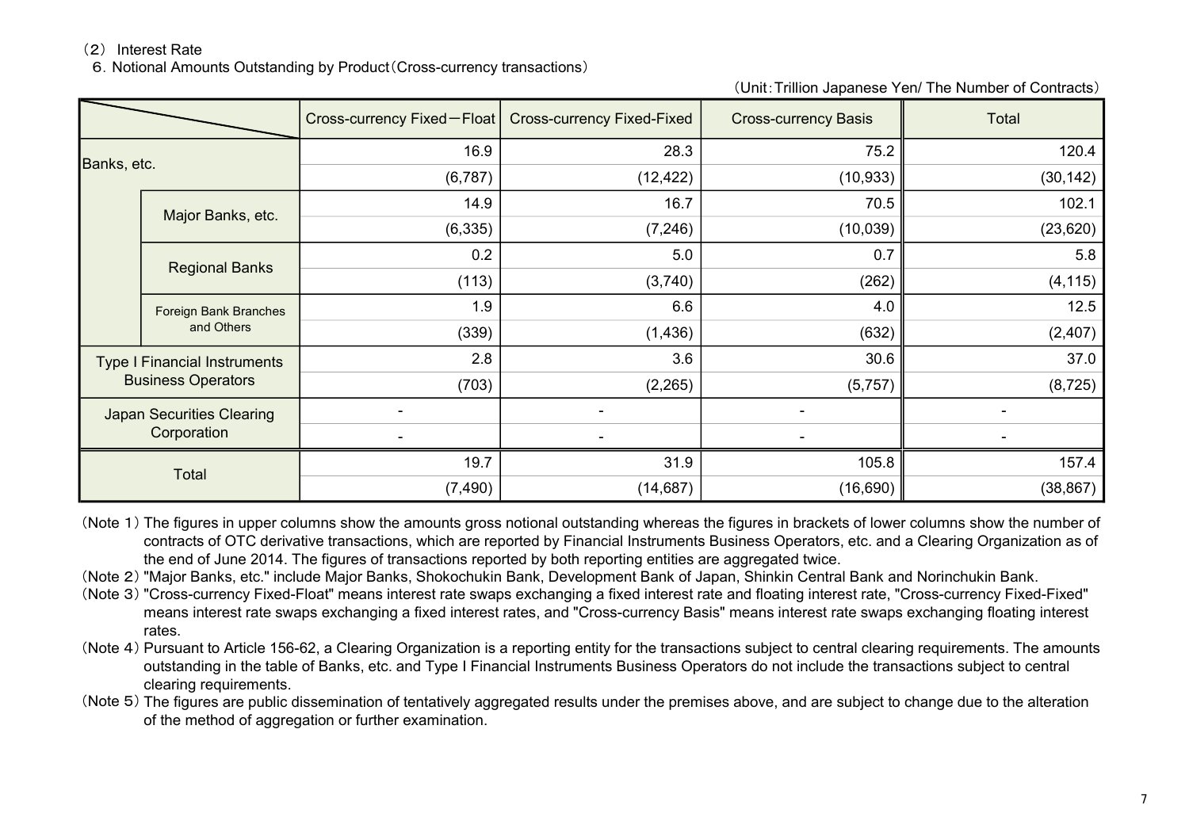（2） Interest Rate

6. Notional Amounts Outstanding by Product（Cross-currency transactions）

（Unit：Trillion Japanese Yen/ The Number of Contracts）

| | | Cross-currency Fixed－Float | Cross-currency Fixed-Fixed | Cross-currency Basis | Total |
|---|---|---|---|---|---|
| Banks, etc. | | 16.9 | 28.3 | 75.2 | 120.4 |
| | | (6,787) | (12,422) | (10,933) | (30,142) |
| | Major Banks, etc. | 14.9 | 16.7 | 70.5 | 102.1 |
| | | (6,335) | (7,246) | (10,039) | (23,620) |
| | Regional Banks | 0.2 | 5.0 | 0.7 | 5.8 |
| | | (113) | (3,740) | (262) | (4,115) |
| | Foreign Bank Branches and Others | 1.9 | 6.6 | 4.0 | 12.5 |
| | | (339) | (1,436) | (632) | (2,407) |
| Type I Financial Instruments Business Operators | | 2.8 | 3.6 | 30.6 | 37.0 |
| | | (703) | (2,265) | (5,757) | (8,725) |
| Japan Securities Clearing Corporation | | - | - | - | - |
| | | - | - | - | - |
| Total | | 19.7 | 31.9 | 105.8 | 157.4 |
| | | (7,490) | (14,687) | (16,690) | (38,867) |

（Note 1）The figures in upper columns show the amounts gross notional outstanding whereas the figures in brackets of lower columns show the number of contracts of OTC derivative transactions, which are reported by Financial Instruments Business Operators, etc. and a Clearing Organization as of the end of June 2014. The figures of transactions reported by both reporting entities are aggregated twice.

（Note 2）"Major Banks, etc." include Major Banks, Shokochukin Bank, Development Bank of Japan, Shinkin Central Bank and Norinchukin Bank.

（Note 3）"Cross-currency Fixed-Float" means interest rate swaps exchanging a fixed interest rate and floating interest rate, "Cross-currency Fixed-Fixed" means interest rate swaps exchanging a fixed interest rates, and "Cross-currency Basis" means interest rate swaps exchanging floating interest rates.

（Note 4）Pursuant to Article 156-62, a Clearing Organization is a reporting entity for the transactions subject to central clearing requirements. The amounts outstanding in the table of Banks, etc. and Type I Financial Instruments Business Operators do not include the transactions subject to central clearing requirements.

（Note 5）The figures are public dissemination of tentatively aggregated results under the premises above, and are subject to change due to the alteration of the method of aggregation or further examination.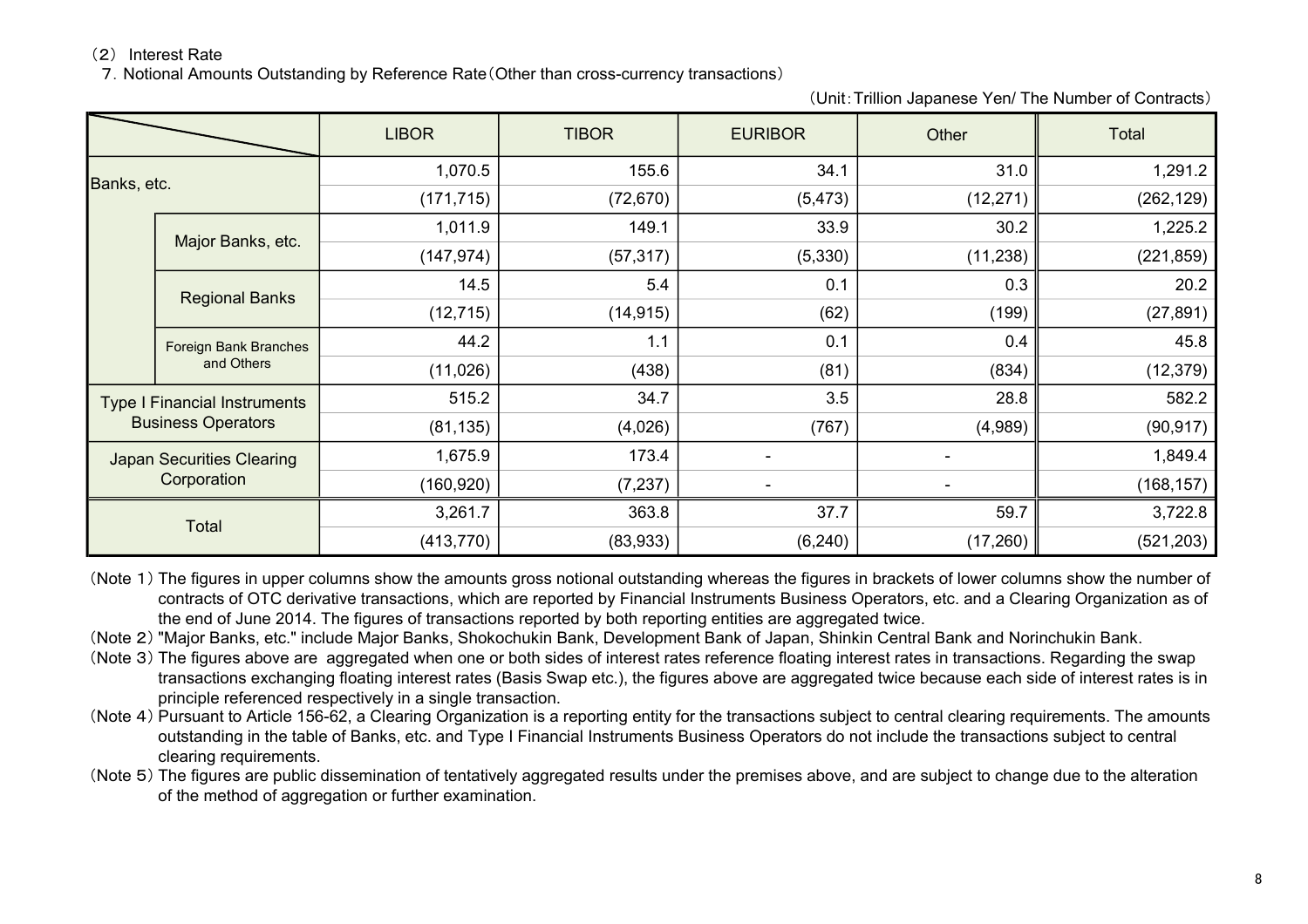（2） Interest Rate

7．Notional Amounts Outstanding by Reference Rate（Other than cross-currency transactions）

（Unit：Trillion Japanese Yen/ The Number of Contracts）

| | | LIBOR | TIBOR | EURIBOR | Other | Total |
|---|---|---|---|---|---|---|
| Banks, etc. | | 1,070.5 | 155.6 | 34.1 | 31.0 | 1,291.2 |
| | | (171,715) | (72,670) | (5,473) | (12,271) | (262,129) |
| | Major Banks, etc. | 1,011.9 | 149.1 | 33.9 | 30.2 | 1,225.2 |
| | | (147,974) | (57,317) | (5,330) | (11,238) | (221,859) |
| | Regional Banks | 14.5 | 5.4 | 0.1 | 0.3 | 20.2 |
| | | (12,715) | (14,915) | (62) | (199) | (27,891) |
| | Foreign Bank Branches and Others | 44.2 | 1.1 | 0.1 | 0.4 | 45.8 |
| | | (11,026) | (438) | (81) | (834) | (12,379) |
| Type I Financial Instruments Business Operators | | 515.2 | 34.7 | 3.5 | 28.8 | 582.2 |
| | | (81,135) | (4,026) | (767) | (4,989) | (90,917) |
| Japan Securities Clearing Corporation | | 1,675.9 | 173.4 | - | - | 1,849.4 |
| | | (160,920) | (7,237) | - | - | (168,157) |
| Total | | 3,261.7 | 363.8 | 37.7 | 59.7 | 3,722.8 |
| | | (413,770) | (83,933) | (6,240) | (17,260) | (521,203) |

（Note 1）The figures in upper columns show the amounts gross notional outstanding whereas the figures in brackets of lower columns show the number of contracts of OTC derivative transactions, which are reported by Financial Instruments Business Operators, etc. and a Clearing Organization as of the end of June 2014. The figures of transactions reported by both reporting entities are aggregated twice.

（Note 2）"Major Banks, etc." include Major Banks, Shokochukin Bank, Development Bank of Japan, Shinkin Central Bank and Norinchukin Bank.

（Note 3）The figures above are aggregated when one or both sides of interest rates reference floating interest rates in transactions. Regarding the swap transactions exchanging floating interest rates (Basis Swap etc.), the figures above are aggregated twice because each side of interest rates is in principle referenced respectively in a single transaction.

（Note 4）Pursuant to Article 156-62, a Clearing Organization is a reporting entity for the transactions subject to central clearing requirements. The amounts outstanding in the table of Banks, etc. and Type I Financial Instruments Business Operators do not include the transactions subject to central clearing requirements.

（Note 5）The figures are public dissemination of tentatively aggregated results under the premises above, and are subject to change due to the alteration of the method of aggregation or further examination.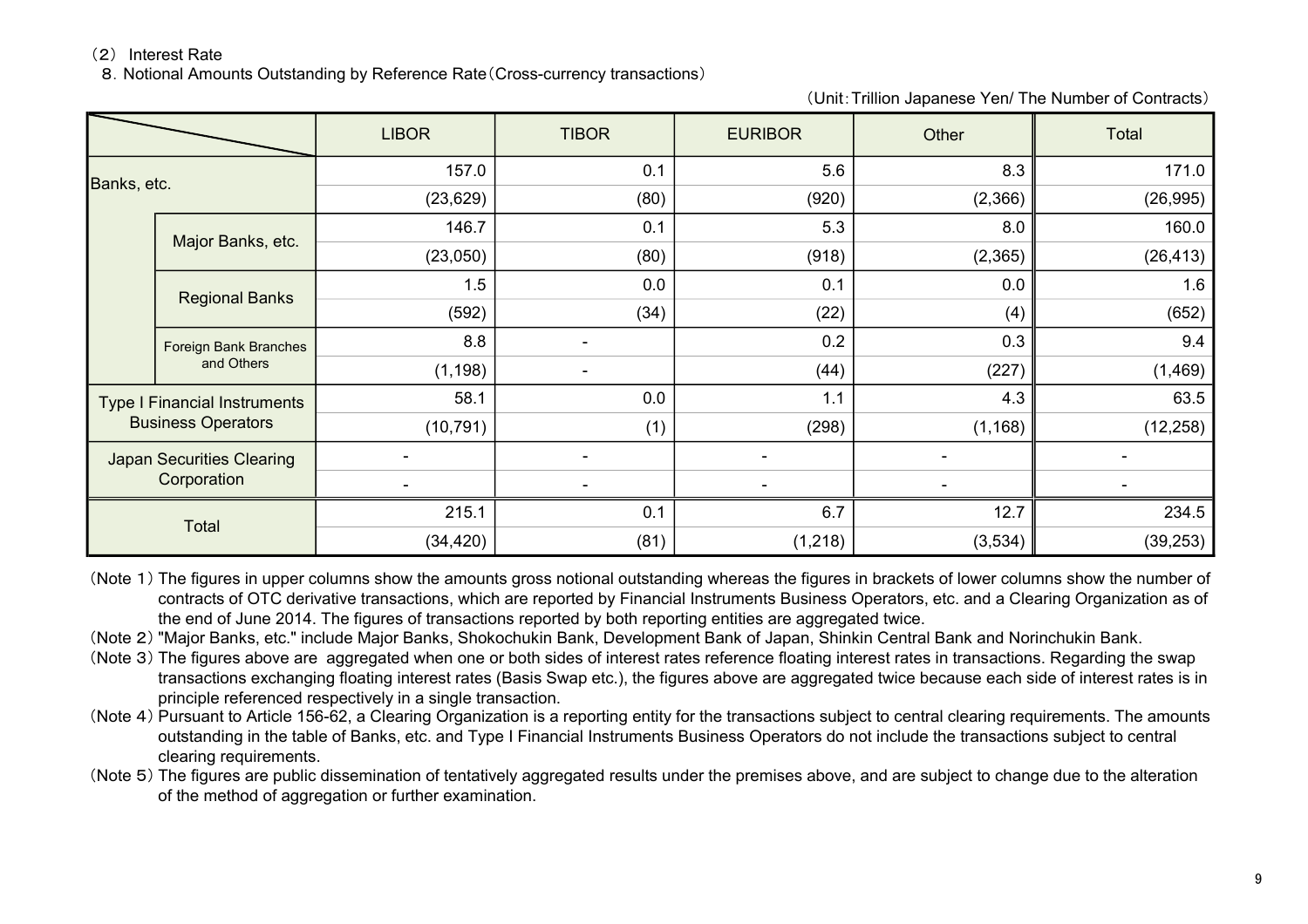（2） Interest Rate

8．Notional Amounts Outstanding by Reference Rate（Cross-currency transactions）

（Unit：Trillion Japanese Yen/ The Number of Contracts）

| | | LIBOR | TIBOR | EURIBOR | Other | Total |
|---|---|---|---|---|---|---|
| Banks, etc. | | 157.0 | 0.1 | 5.6 | 8.3 | 171.0 |
| | | (23,629) | (80) | (920) | (2,366) | (26,995) |
| | Major Banks, etc. | 146.7 | 0.1 | 5.3 | 8.0 | 160.0 |
| | | (23,050) | (80) | (918) | (2,365) | (26,413) |
| | Regional Banks | 1.5 | 0.0 | 0.1 | 0.0 | 1.6 |
| | | (592) | (34) | (22) | (4) | (652) |
| | Foreign Bank Branches and Others | 8.8 | - | 0.2 | 0.3 | 9.4 |
| | | (1,198) | - | (44) | (227) | (1,469) |
| Type I Financial Instruments Business Operators | | 58.1 | 0.0 | 1.1 | 4.3 | 63.5 |
| | | (10,791) | (1) | (298) | (1,168) | (12,258) |
| Japan Securities Clearing Corporation | | - | - | - | - | - |
| | | - | - | - | - | - |
| Total | | 215.1 | 0.1 | 6.7 | 12.7 | 234.5 |
| | | (34,420) | (81) | (1,218) | (3,534) | (39,253) |

（Note 1）The figures in upper columns show the amounts gross notional outstanding whereas the figures in brackets of lower columns show the number of contracts of OTC derivative transactions, which are reported by Financial Instruments Business Operators, etc. and a Clearing Organization as of the end of June 2014. The figures of transactions reported by both reporting entities are aggregated twice.

（Note 2）"Major Banks, etc." include Major Banks, Shokochukin Bank, Development Bank of Japan, Shinkin Central Bank and Norinchukin Bank.

（Note 3）The figures above are aggregated when one or both sides of interest rates reference floating interest rates in transactions. Regarding the swap transactions exchanging floating interest rates (Basis Swap etc.), the figures above are aggregated twice because each side of interest rates is in principle referenced respectively in a single transaction.

（Note 4）Pursuant to Article 156-62, a Clearing Organization is a reporting entity for the transactions subject to central clearing requirements. The amounts outstanding in the table of Banks, etc. and Type I Financial Instruments Business Operators do not include the transactions subject to central clearing requirements.

（Note 5）The figures are public dissemination of tentatively aggregated results under the premises above, and are subject to change due to the alteration of the method of aggregation or further examination.